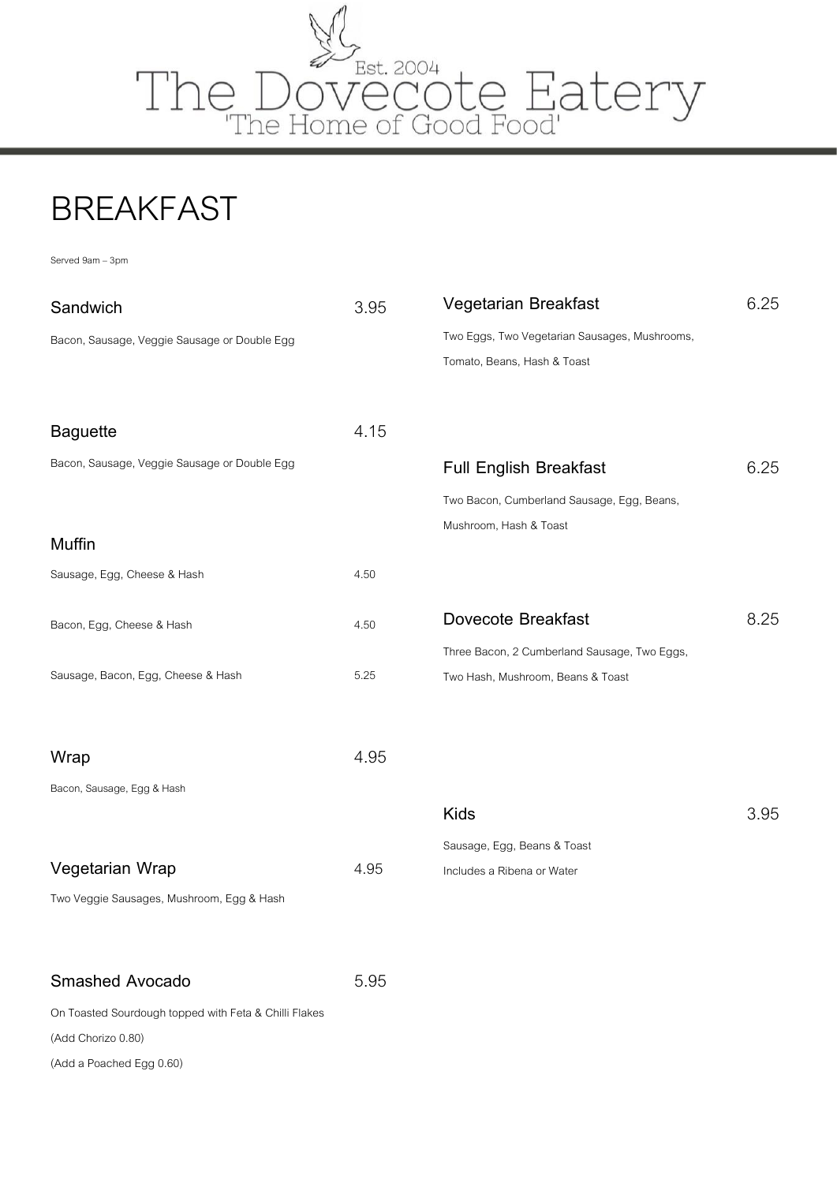# The Dovecote Eatery

Est. 2004

'The Home of Good Food'

## BREAKFAST

Served 9am – 3pm

### Sandwich 3.95

Bacon, Sausage, Veggie Sausage or Double Egg

### Baguette 4.15

Bacon, Sausage, Veggie Sausage or Double Egg

### Muffin

Sausage, Egg, Cheese & Hash 4.50

Bacon, Egg, Cheese & Hash 4.50

Sausage, Bacon, Egg, Cheese & Hash 5.25

### Wrap 4.95

Bacon, Sausage, Egg & Hash

### Vegetarian Wrap 4.95

Two Veggie Sausages, Mushroom, Egg & Hash

### Smashed Avocado 5.95

On Toasted Sourdough topped with Feta & Chilli Flakes

(Add Chorizo 0.80)

(Add a Poached Egg 0.60)

### Vegetarian Breakfast 6.25

Two Eggs, Two Vegetarian Sausages, Mushrooms, Tomato, Beans, Hash & Toast

### Full English Breakfast 6.25

Two Bacon, Cumberland Sausage, Egg, Beans, Mushroom, Hash & Toast

### Dovecote Breakfast 8.25

Three Bacon, 2 Cumberland Sausage, Two Eggs, Two Hash, Mushroom, Beans & Toast

### Kids 3.95

Sausage, Egg, Beans & Toast

Includes a Ribena or Water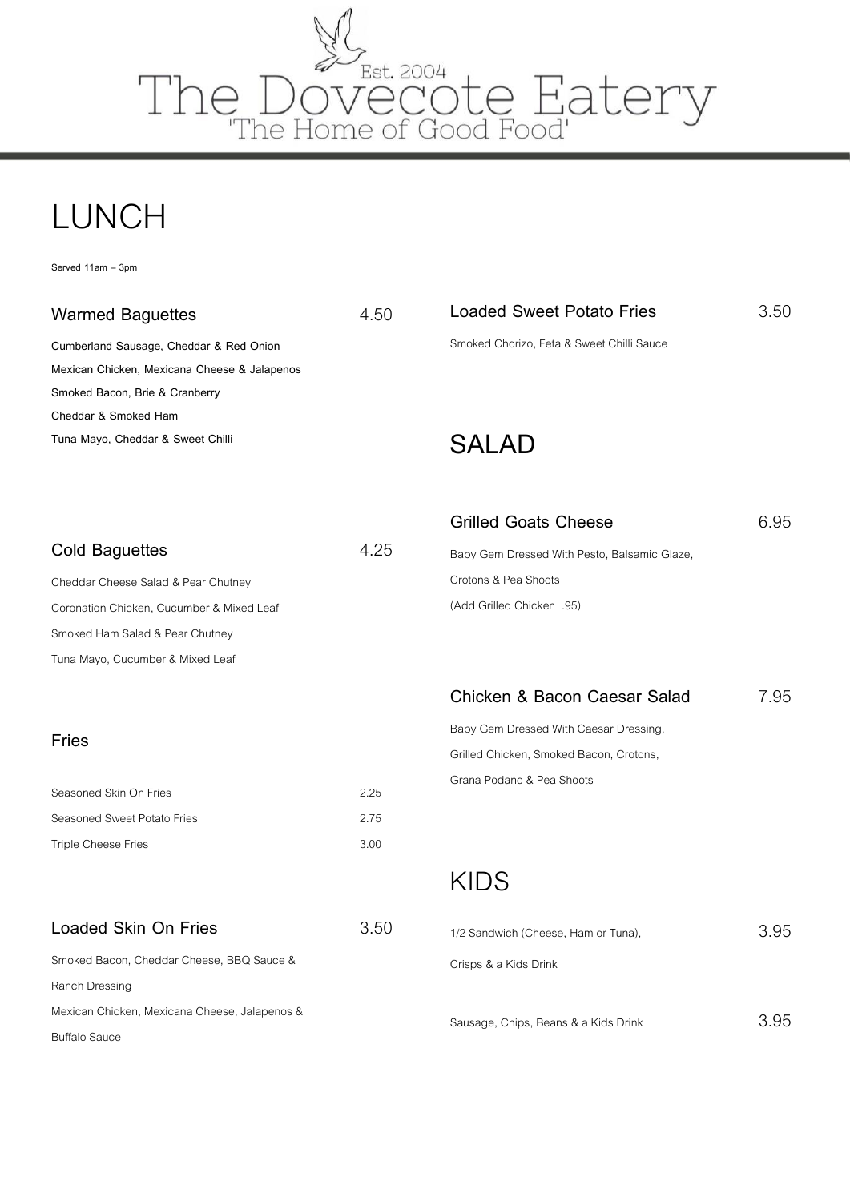# The Dovecote Eatery

Est. 2004

'The Home of Good Food'

# LUNCH

Served 11am – 3pm

## Warmed Baguettes — 4.50

**Cumberland Sausage, Cheddar & Red Onion**
**Mexican Chicken, Mexicana Cheese & Jalapenos**
**Smoked Bacon, Brie & Cranberry**
**Cheddar & Smoked Ham**
**Tuna Mayo, Cheddar & Sweet Chilli**

## Cold Baguettes — 4.25

Cheddar Cheese Salad & Pear Chutney
Coronation Chicken, Cucumber & Mixed Leaf
Smoked Ham Salad & Pear Chutney
Tuna Mayo, Cucumber & Mixed Leaf

## Fries

| Item | Price |
| --- | --- |
| Seasoned Skin On Fries | 2.25 |
| Seasoned Sweet Potato Fries | 2.75 |
| Triple Cheese Fries | 3.00 |

## Loaded Skin On Fries — 3.50

Smoked Bacon, Cheddar Cheese, BBQ Sauce & Ranch Dressing
Mexican Chicken, Mexicana Cheese, Jalapenos & Buffalo Sauce

## Loaded Sweet Potato Fries — 3.50

Smoked Chorizo, Feta & Sweet Chilli Sauce

# SALAD

## Grilled Goats Cheese — 6.95

Baby Gem Dressed With Pesto, Balsamic Glaze, Crotons & Pea Shoots
(Add Grilled Chicken .95)

## Chicken & Bacon Caesar Salad — 7.95

Baby Gem Dressed With Caesar Dressing, Grilled Chicken, Smoked Bacon, Crotons, Grana Podano & Pea Shoots

# KIDS

| Item | Price |
| --- | --- |
| 1/2 Sandwich (Cheese, Ham or Tuna), Crisps & a Kids Drink | 3.95 |
| Sausage, Chips, Beans & a Kids Drink | 3.95 |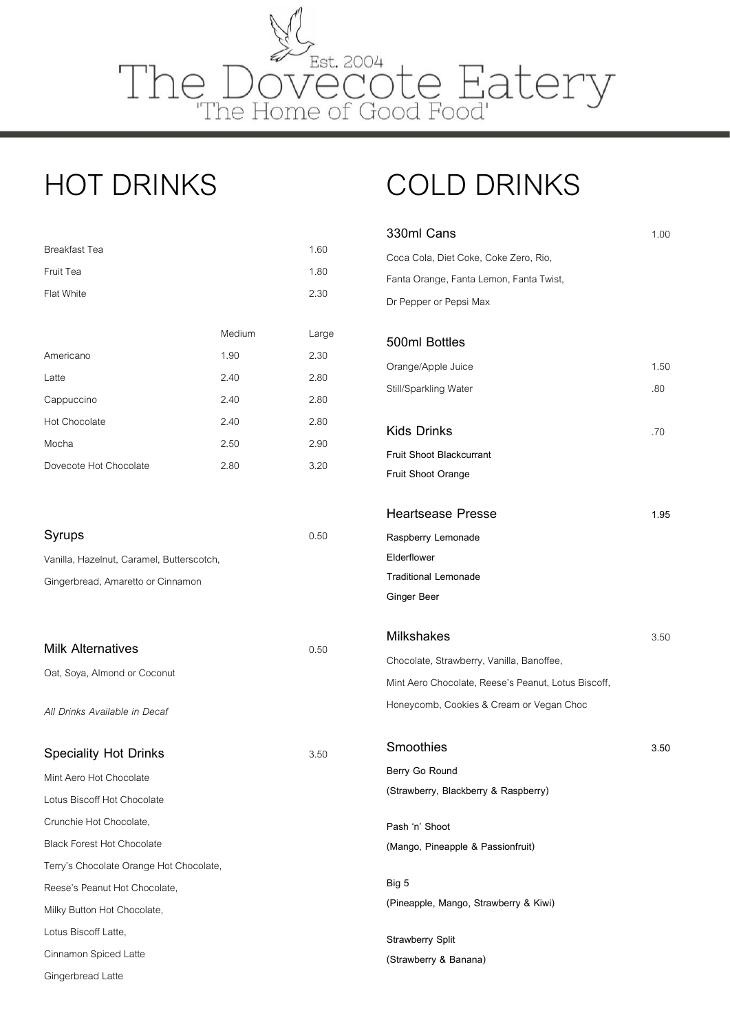# The Dovecote Eatery

Est. 2004

'The Home of Good Food'

## HOT DRINKS

| | | |
|---|---|---|
| Breakfast Tea | | 1.60 |
| Fruit Tea | | 1.80 |
| Flat White | | 2.30 |

| | Medium | Large |
|---|---|---|
| Americano | 1.90 | 2.30 |
| Latte | 2.40 | 2.80 |
| Cappuccino | 2.40 | 2.80 |
| Hot Chocolate | 2.40 | 2.80 |
| Mocha | 2.50 | 2.90 |
| Dovecote Hot Chocolate | 2.80 | 3.20 |

### Syrups — 0.50

Vanilla, Hazelnut, Caramel, Butterscotch,
Gingerbread, Amaretto or Cinnamon

### Milk Alternatives — 0.50

Oat, Soya, Almond or Coconut

*All Drinks Available in Decaf*

### Speciality Hot Drinks — 3.50

Mint Aero Hot Chocolate
Lotus Biscoff Hot Chocolate
Crunchie Hot Chocolate,
Black Forest Hot Chocolate
Terry's Chocolate Orange Hot Chocolate,
Reese's Peanut Hot Chocolate,
Milky Button Hot Chocolate,
Lotus Biscoff Latte,
Cinnamon Spiced Latte
Gingerbread Latte

## COLD DRINKS

### 330ml Cans — 1.00

Coca Cola, Diet Coke, Coke Zero, Rio,
Fanta Orange, Fanta Lemon, Fanta Twist,
Dr Pepper or Pepsi Max

### 500ml Bottles

| | |
|---|---|
| Orange/Apple Juice | 1.50 |
| Still/Sparkling Water | .80 |

### Kids Drinks — .70

Fruit Shoot Blackcurrant
Fruit Shoot Orange

### Heartsease Presse — 1.95

Raspberry Lemonade
Elderflower
Traditional Lemonade
Ginger Beer

### Milkshakes — 3.50

Chocolate, Strawberry, Vanilla, Banoffee,
Mint Aero Chocolate, Reese's Peanut, Lotus Biscoff,
Honeycomb, Cookies & Cream or Vegan Choc

### Smoothies — 3.50

Berry Go Round
(Strawberry, Blackberry & Raspberry)

Pash 'n' Shoot
(Mango, Pineapple & Passionfruit)

Big 5
(Pineapple, Mango, Strawberry & Kiwi)

Strawberry Split
(Strawberry & Banana)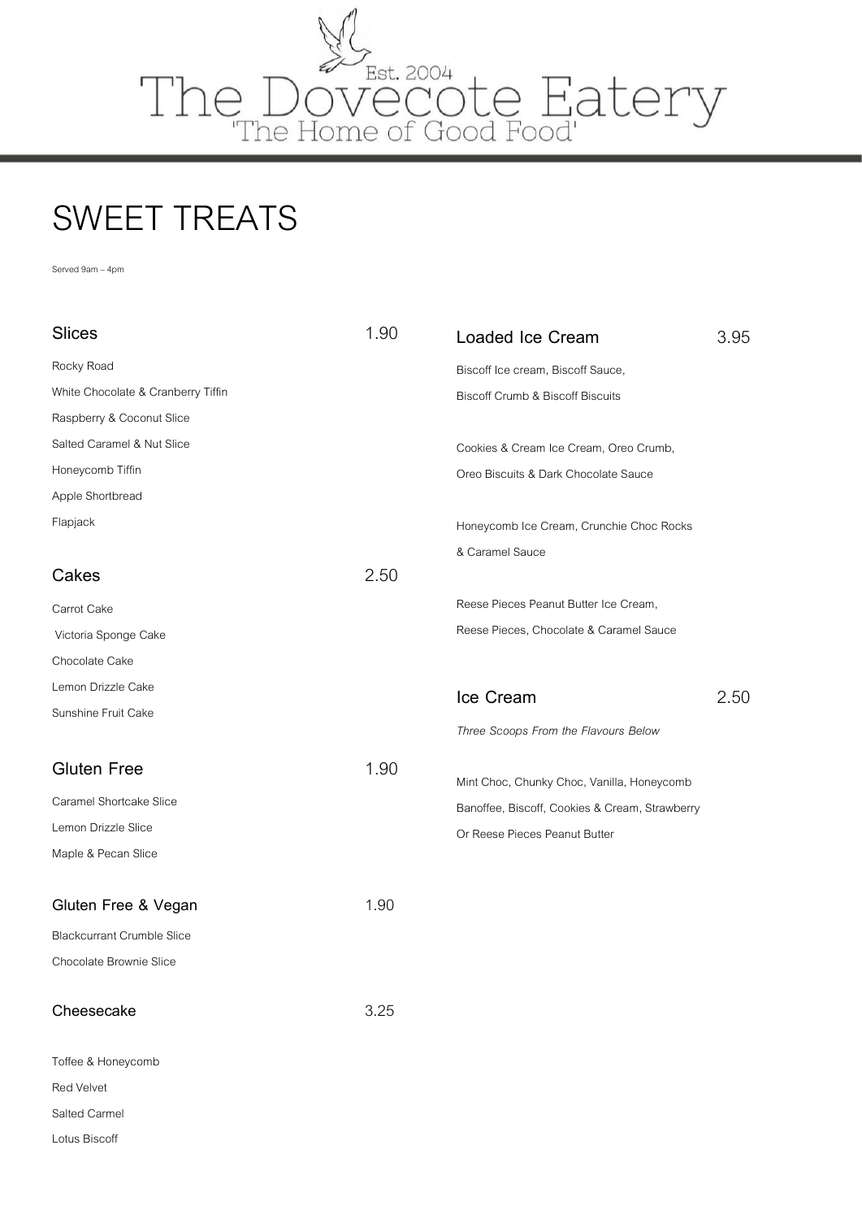# The Dovecote Eatery

Est. 2004

'The Home of Good Food'

## SWEET TREATS

Served 9am – 4pm

### Slices 1.90

Rocky Road

White Chocolate & Cranberry Tiffin

Raspberry & Coconut Slice

Salted Caramel & Nut Slice

Honeycomb Tiffin

Apple Shortbread

Flapjack

### Cakes 2.50

Carrot Cake

Victoria Sponge Cake

Chocolate Cake

Lemon Drizzle Cake

Sunshine Fruit Cake

### Gluten Free 1.90

Caramel Shortcake Slice

Lemon Drizzle Slice

Maple & Pecan Slice

### Gluten Free & Vegan 1.90

Blackcurrant Crumble Slice

Chocolate Brownie Slice

### Cheesecake 3.25

Toffee & Honeycomb

Red Velvet

Salted Carmel

Lotus Biscoff

### Loaded Ice Cream 3.95

Biscoff Ice cream, Biscoff Sauce,
Biscoff Crumb & Biscoff Biscuits

Cookies & Cream Ice Cream, Oreo Crumb,
Oreo Biscuits & Dark Chocolate Sauce

Honeycomb Ice Cream, Crunchie Choc Rocks
& Caramel Sauce

Reese Pieces Peanut Butter Ice Cream,
Reese Pieces, Chocolate & Caramel Sauce

### Ice Cream 2.50

*Three Scoops From the Flavours Below*

Mint Choc, Chunky Choc, Vanilla, Honeycomb
Banoffee, Biscoff, Cookies & Cream, Strawberry
Or Reese Pieces Peanut Butter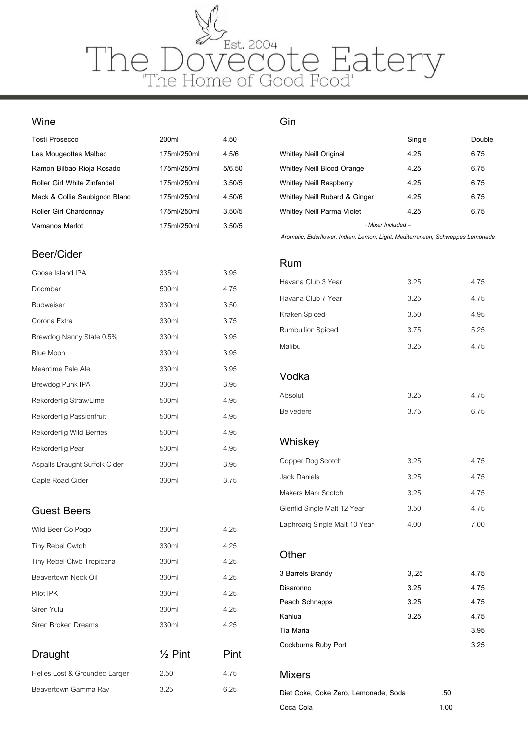# The Dovecote Eatery

Est. 2004

'The Home of Good Food'

## Wine

| | | |
|---|---|---|
| Tosti Prosecco | 200ml | 4.50 |
| Les Mougeottes Malbec | 175ml/250ml | 4.5/6 |
| Ramon Bilbao Rioja Rosado | 175ml/250ml | 5/6.50 |
| Roller Girl White Zinfandel | 175ml/250ml | 3.50/5 |
| Mack & Collie Saubignon Blanc | 175ml/250ml | 4.50/6 |
| Roller Girl Chardonnay | 175ml/250ml | 3.50/5 |
| Vamanos Merlot | 175ml/250ml | 3.50/5 |

## Beer/Cider

| | | |
|---|---|---|
| Goose Island IPA | 335ml | 3.95 |
| Doombar | 500ml | 4.75 |
| Budweiser | 330ml | 3.50 |
| Corona Extra | 330ml | 3.75 |
| Brewdog Nanny State 0.5% | 330ml | 3.95 |
| Blue Moon | 330ml | 3.95 |
| Meantime Pale Ale | 330ml | 3.95 |
| Brewdog Punk IPA | 330ml | 3.95 |
| Rekorderlig Straw/Lime | 500ml | 4.95 |
| Rekorderlig Passionfruit | 500ml | 4.95 |
| Rekorderlig Wild Berries | 500ml | 4.95 |
| Rekorderlig Pear | 500ml | 4.95 |
| Aspalls Draught Suffolk Cider | 330ml | 3.95 |
| Caple Road Cider | 330ml | 3.75 |

## Guest Beers

| | | |
|---|---|---|
| Wild Beer Co Pogo | 330ml | 4.25 |
| Tiny Rebel Cwtch | 330ml | 4.25 |
| Tiny Rebel Clwb Tropicana | 330ml | 4.25 |
| Beavertown Neck Oil | 330ml | 4.25 |
| Pilot IPK | 330ml | 4.25 |
| Siren Yulu | 330ml | 4.25 |
| Siren Broken Dreams | 330ml | 4.25 |

## Draught

| Draught | ½ Pint | Pint |
|---|---|---|
| Helles Lost & Grounded Larger | 2.50 | 4.75 |
| Beavertown Gamma Ray | 3.25 | 6.25 |

## Gin

| | Single | Double |
|---|---|---|
| Whitley Neill Original | 4.25 | 6.75 |
| Whitley Neill Blood Orange | 4.25 | 6.75 |
| Whitley Neill Raspberry | 4.25 | 6.75 |
| Whitley Neill Rubard & Ginger | 4.25 | 6.75 |
| Whitley Neill Parma Violet | 4.25 | 6.75 |

*- Mixer Included –*

*Aromatic, Elderflower, Indian, Lemon, Light, Mediterranean, Schweppes Lemonade*

## Rum

| | | |
|---|---|---|
| Havana Club 3 Year | 3.25 | 4.75 |
| Havana Club 7 Year | 3.25 | 4.75 |
| Kraken Spiced | 3.50 | 4.95 |
| Rumbullion Spiced | 3.75 | 5.25 |
| Malibu | 3.25 | 4.75 |

## Vodka

| | | |
|---|---|---|
| Absolut | 3.25 | 4.75 |
| Belvedere | 3.75 | 6.75 |

## Whiskey

| | | |
|---|---|---|
| Copper Dog Scotch | 3.25 | 4.75 |
| Jack Daniels | 3.25 | 4.75 |
| Makers Mark Scotch | 3.25 | 4.75 |
| Glenfid Single Malt 12 Year | 3.50 | 4.75 |
| Laphroaig Single Malt 10 Year | 4.00 | 7.00 |

## Other

| | | |
|---|---|---|
| 3 Barrels Brandy | 3,.25 | 4.75 |
| Disaronno | 3.25 | 4.75 |
| Peach Schnapps | 3.25 | 4.75 |
| Kahlua | 3.25 | 4.75 |
| Tia Maria | | 3.95 |
| Cockburns Ruby Port | | 3.25 |

## Mixers

| | |
|---|---|
| Diet Coke, Coke Zero, Lemonade, Soda | .50 |
| Coca Cola | 1.00 |